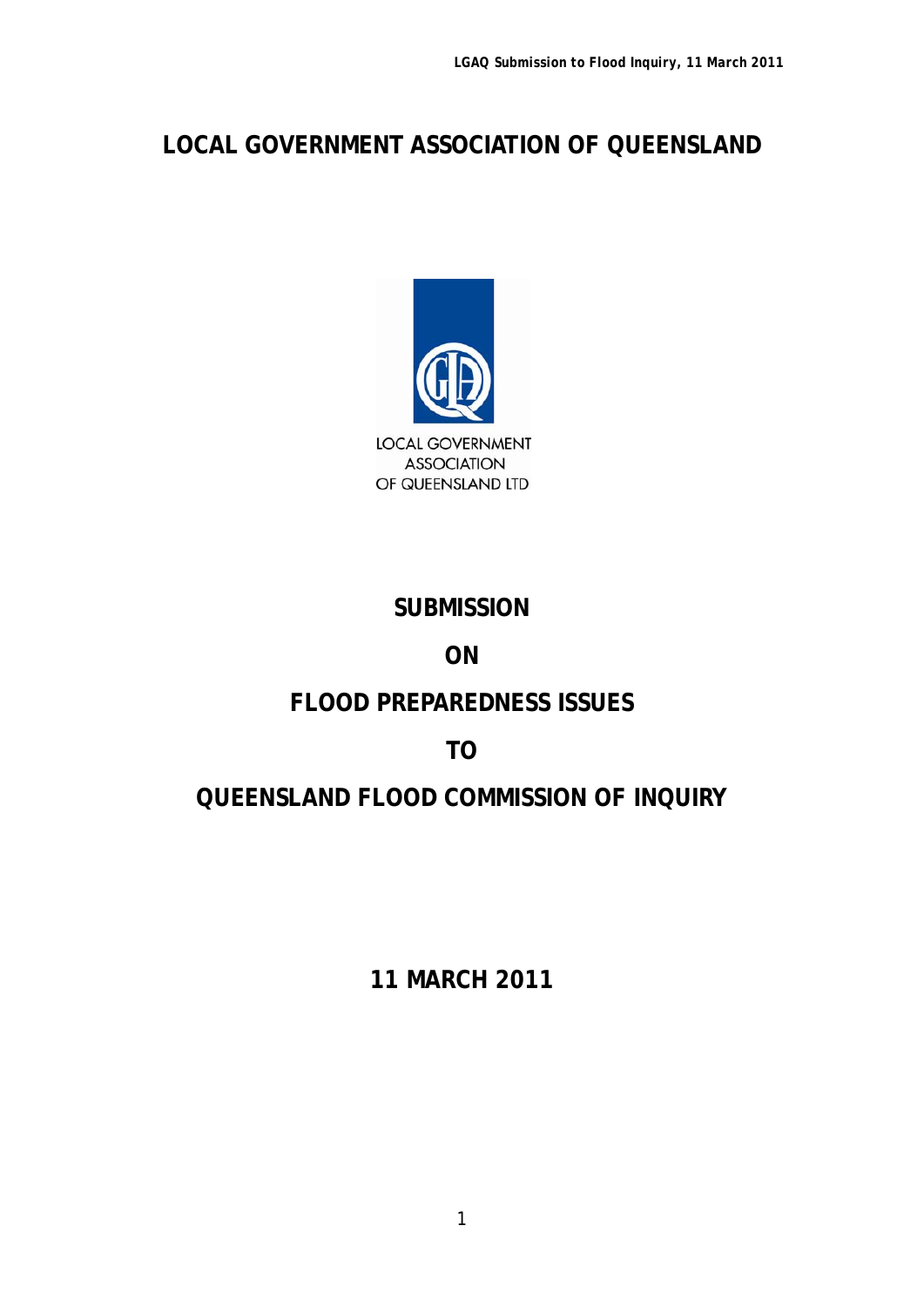# LOCAL GOVERNMENT ASSOCIATION OF QUEENSLAND

LOCAL GOVERNMENT ASSOCIATION OF QUEENSLAND LTD

## SUBMISSION

## ON

## FLOOD PREPAREDNESS ISSUES

## TO

## QUEENSLAND FLOOD COMMISSION OF INQUIRY

## 11 MARCH 2011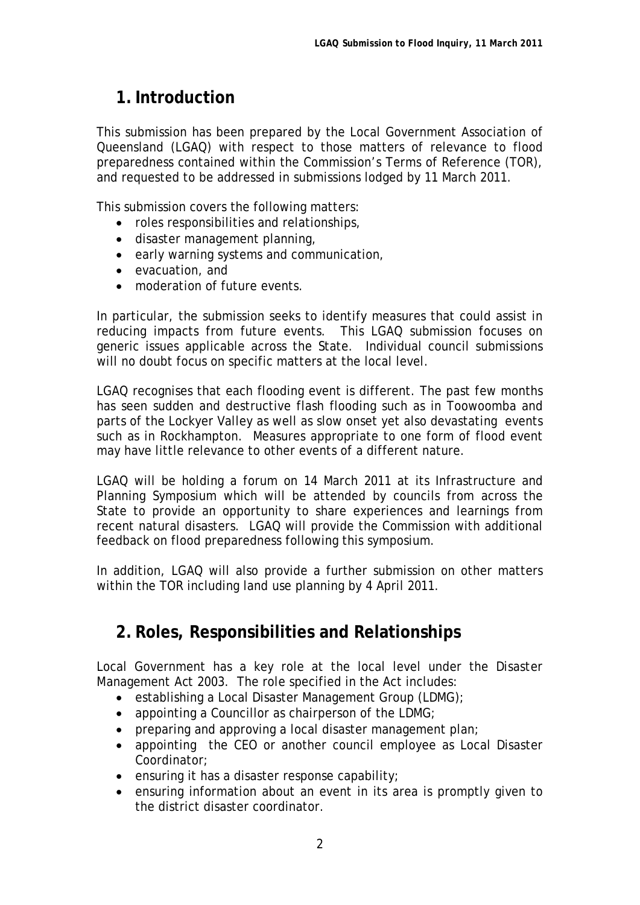# 1. Introduction

This submission has been prepared by the Local Government Association of Queensland (LGAQ) with respect to those matters of relevance to flood preparedness contained within the Commission's Terms of Reference (TOR), and requested to be addressed in submissions lodged by 11 March 2011.

This submission covers the following matters:

- roles responsibilities and relationships,
- disaster management planning,
- early warning systems and communication,
- evacuation, and
- moderation of future events.

In particular, the submission seeks to identify measures that could assist in reducing impacts from future events. This LGAQ submission focuses on generic issues applicable across the State. Individual council submissions will no doubt focus on specific matters at the local level.

LGAQ recognises that each flooding event is different. The past few months has seen sudden and destructive flash flooding such as in Toowoomba and parts of the Lockyer Valley as well as slow onset yet also devastating events such as in Rockhampton. Measures appropriate to one form of flood event may have little relevance to other events of a different nature.

LGAQ will be holding a forum on 14 March 2011 at its Infrastructure and Planning Symposium which will be attended by councils from across the State to provide an opportunity to share experiences and learnings from recent natural disasters. LGAQ will provide the Commission with additional feedback on flood preparedness following this symposium.

In addition, LGAQ will also provide a further submission on other matters within the TOR including land use planning by 4 April 2011.

# 2. Roles, Responsibilities and Relationships

Local Government has a key role at the local level under the Disaster Management Act 2003. The role specified in the Act includes:

- establishing a Local Disaster Management Group (LDMG);
- appointing a Councillor as chairperson of the LDMG;
- preparing and approving a local disaster management plan;
- appointing the CEO or another council employee as Local Disaster Coordinator;
- ensuring it has a disaster response capability;
- ensuring information about an event in its area is promptly given to the district disaster coordinator.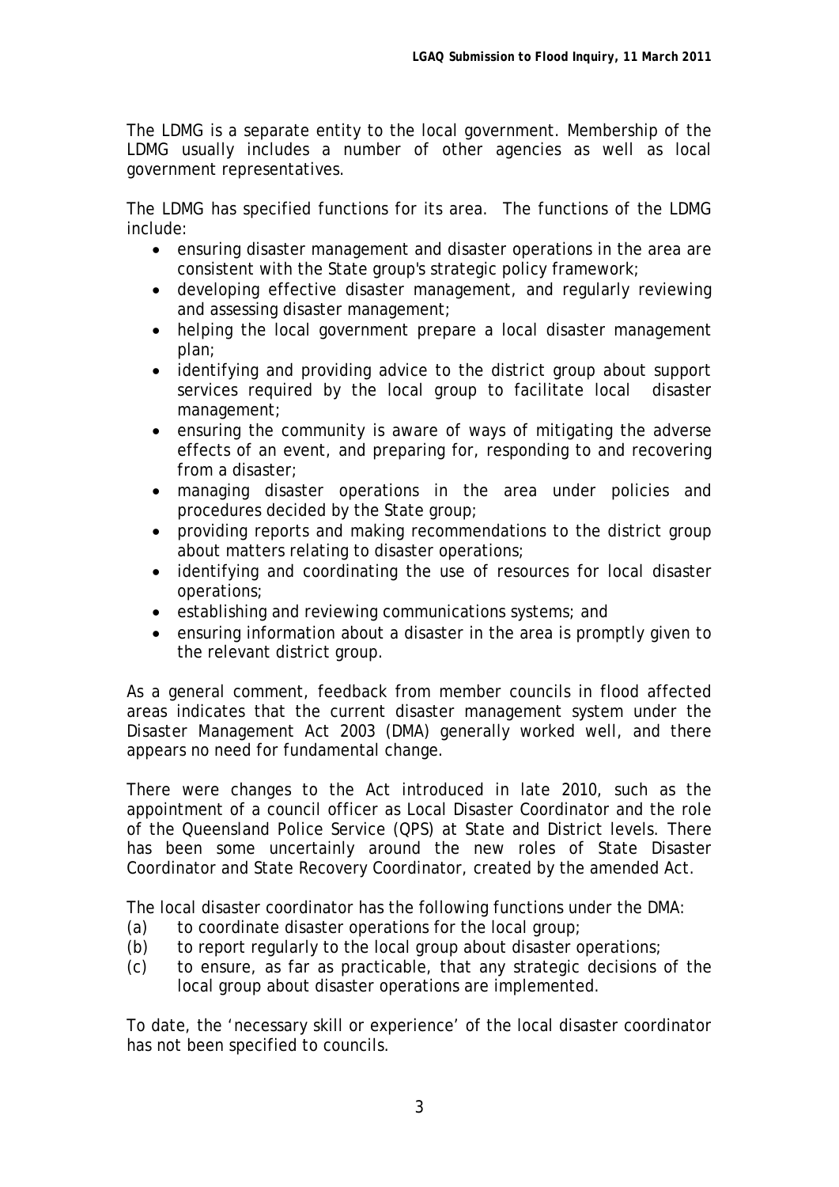The LDMG is a separate entity to the local government. Membership of the LDMG usually includes a number of other agencies as well as local government representatives.

The LDMG has specified functions for its area. The functions of the LDMG include:

- ensuring disaster management and disaster operations in the area are consistent with the State group's strategic policy framework;
- developing effective disaster management, and regularly reviewing and assessing disaster management;
- helping the local government prepare a local disaster management plan;
- identifying and providing advice to the district group about support services required by the local group to facilitate local disaster management;
- ensuring the community is aware of ways of mitigating the adverse effects of an event, and preparing for, responding to and recovering from a disaster;
- managing disaster operations in the area under policies and procedures decided by the State group;
- providing reports and making recommendations to the district group about matters relating to disaster operations;
- identifying and coordinating the use of resources for local disaster operations;
- establishing and reviewing communications systems; and
- ensuring information about a disaster in the area is promptly given to the relevant district group.

As a general comment, feedback from member councils in flood affected areas indicates that the current disaster management system under the Disaster Management Act 2003 (DMA) generally worked well, and there appears no need for fundamental change.

There were changes to the Act introduced in late 2010, such as the appointment of a council officer as Local Disaster Coordinator and the role of the Queensland Police Service (QPS) at State and District levels. There has been some uncertainly around the new roles of State Disaster Coordinator and State Recovery Coordinator, created by the amended Act.

The local disaster coordinator has the following functions under the DMA:

(a) to coordinate disaster operations for the local group;
(b) to report regularly to the local group about disaster operations;
(c) to ensure, as far as practicable, that any strategic decisions of the local group about disaster operations are implemented.

To date, the 'necessary skill or experience' of the local disaster coordinator has not been specified to councils.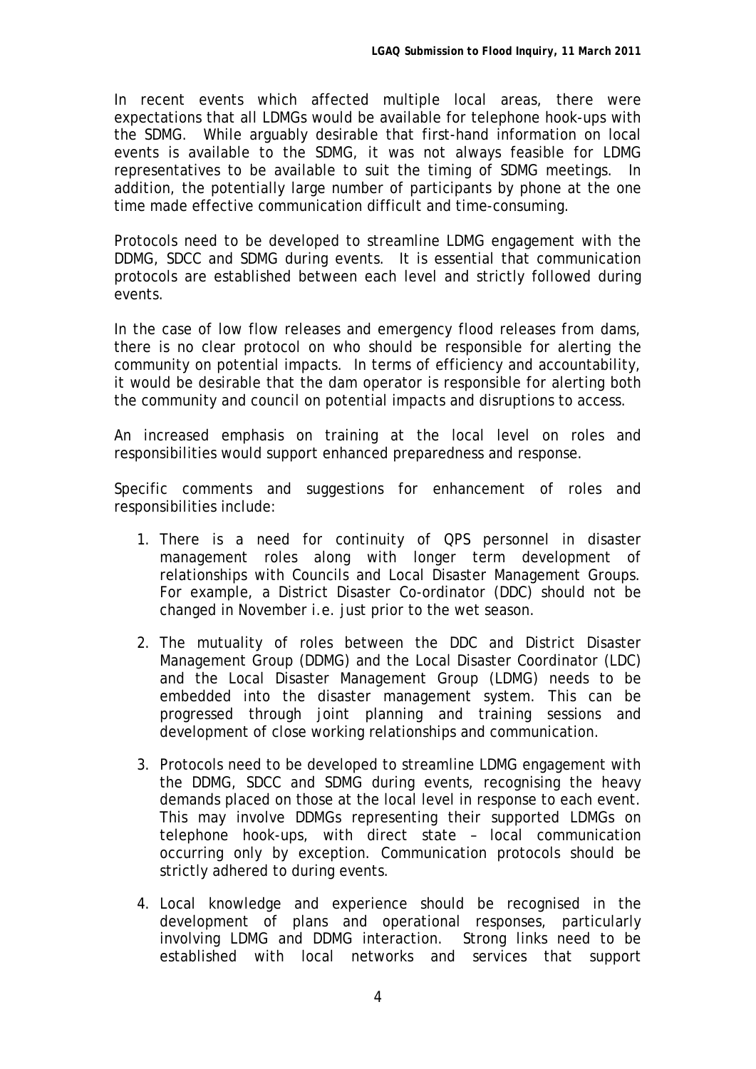In recent events which affected multiple local areas, there were expectations that all LDMGs would be available for telephone hook-ups with the SDMG. While arguably desirable that first-hand information on local events is available to the SDMG, it was not always feasible for LDMG representatives to be available to suit the timing of SDMG meetings. In addition, the potentially large number of participants by phone at the one time made effective communication difficult and time-consuming.

Protocols need to be developed to streamline LDMG engagement with the DDMG, SDCC and SDMG during events. It is essential that communication protocols are established between each level and strictly followed during events.

In the case of low flow releases and emergency flood releases from dams, there is no clear protocol on who should be responsible for alerting the community on potential impacts. In terms of efficiency and accountability, it would be desirable that the dam operator is responsible for alerting both the community and council on potential impacts and disruptions to access.

An increased emphasis on training at the local level on roles and responsibilities would support enhanced preparedness and response.

Specific comments and suggestions for enhancement of roles and responsibilities include:

1. There is a need for continuity of QPS personnel in disaster management roles along with longer term development of relationships with Councils and Local Disaster Management Groups. For example, a District Disaster Co-ordinator (DDC) should not be changed in November i.e. just prior to the wet season.
2. The mutuality of roles between the DDC and District Disaster Management Group (DDMG) and the Local Disaster Coordinator (LDC) and the Local Disaster Management Group (LDMG) needs to be embedded into the disaster management system. This can be progressed through joint planning and training sessions and development of close working relationships and communication.
3. Protocols need to be developed to streamline LDMG engagement with the DDMG, SDCC and SDMG during events, recognising the heavy demands placed on those at the local level in response to each event. This may involve DDMGs representing their supported LDMGs on telephone hook-ups, with direct state – local communication occurring only by exception. Communication protocols should be strictly adhered to during events.
4. Local knowledge and experience should be recognised in the development of plans and operational responses, particularly involving LDMG and DDMG interaction. Strong links need to be established with local networks and services that support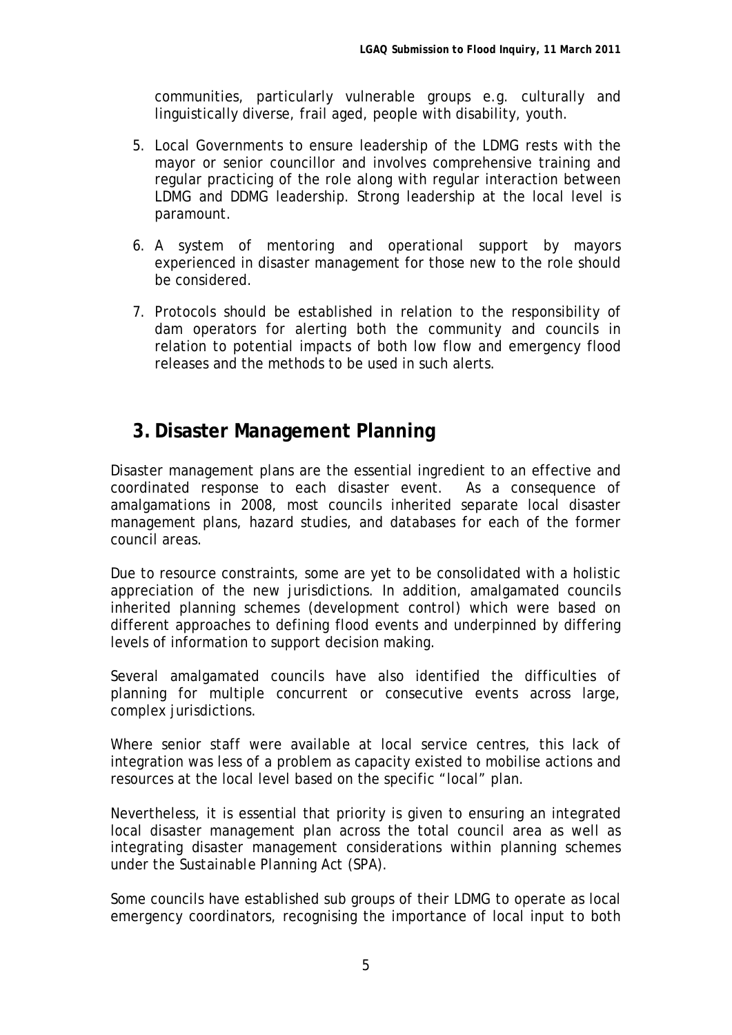communities, particularly vulnerable groups e.g. culturally and linguistically diverse, frail aged, people with disability, youth.

5. Local Governments to ensure leadership of the LDMG rests with the mayor or senior councillor and involves comprehensive training and regular practicing of the role along with regular interaction between LDMG and DDMG leadership. Strong leadership at the local level is paramount.

6. A system of mentoring and operational support by mayors experienced in disaster management for those new to the role should be considered.

7. Protocols should be established in relation to the responsibility of dam operators for alerting both the community and councils in relation to potential impacts of both low flow and emergency flood releases and the methods to be used in such alerts.

## 3. Disaster Management Planning

Disaster management plans are the essential ingredient to an effective and coordinated response to each disaster event. As a consequence of amalgamations in 2008, most councils inherited separate local disaster management plans, hazard studies, and databases for each of the former council areas.

Due to resource constraints, some are yet to be consolidated with a holistic appreciation of the new jurisdictions. In addition, amalgamated councils inherited planning schemes (development control) which were based on different approaches to defining flood events and underpinned by differing levels of information to support decision making.

Several amalgamated councils have also identified the difficulties of planning for multiple concurrent or consecutive events across large, complex jurisdictions.

Where senior staff were available at local service centres, this lack of integration was less of a problem as capacity existed to mobilise actions and resources at the local level based on the specific "local" plan.

Nevertheless, it is essential that priority is given to ensuring an integrated local disaster management plan across the total council area as well as integrating disaster management considerations within planning schemes under the *Sustainable Planning Act* (SPA).

Some councils have established sub groups of their LDMG to operate as local emergency coordinators, recognising the importance of local input to both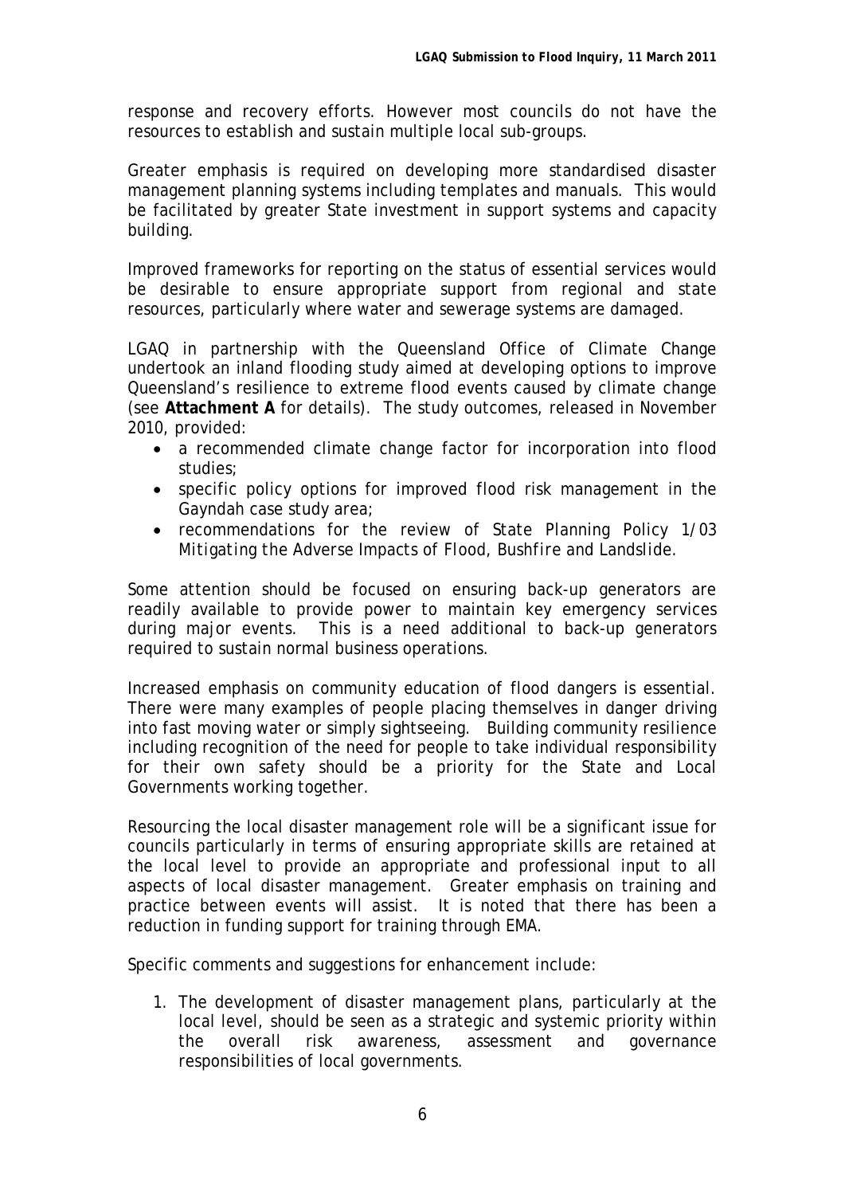response and recovery efforts. However most councils do not have the resources to establish and sustain multiple local sub-groups.

Greater emphasis is required on developing more standardised disaster management planning systems including templates and manuals. This would be facilitated by greater State investment in support systems and capacity building.

Improved frameworks for reporting on the status of essential services would be desirable to ensure appropriate support from regional and state resources, particularly where water and sewerage systems are damaged.

LGAQ in partnership with the Queensland Office of Climate Change undertook an inland flooding study aimed at developing options to improve Queensland's resilience to extreme flood events caused by climate change (see **Attachment A** for details). The study outcomes, released in November 2010, provided:

- a recommended climate change factor for incorporation into flood studies;
- specific policy options for improved flood risk management in the Gayndah case study area;
- recommendations for the review of State Planning Policy 1/03 *Mitigating the Adverse Impacts of Flood, Bushfire and Landslide*.

Some attention should be focused on ensuring back-up generators are readily available to provide power to maintain key emergency services during major events. This is a need additional to back-up generators required to sustain normal business operations.

Increased emphasis on community education of flood dangers is essential. There were many examples of people placing themselves in danger driving into fast moving water or simply sightseeing. Building community resilience including recognition of the need for people to take individual responsibility for their own safety should be a priority for the State and Local Governments working together.

Resourcing the local disaster management role will be a significant issue for councils particularly in terms of ensuring appropriate skills are retained at the local level to provide an appropriate and professional input to all aspects of local disaster management. Greater emphasis on training and practice between events will assist. It is noted that there has been a reduction in funding support for training through EMA.

Specific comments and suggestions for enhancement include:

1. The development of disaster management plans, particularly at the local level, should be seen as a strategic and systemic priority within the overall risk awareness, assessment and governance responsibilities of local governments.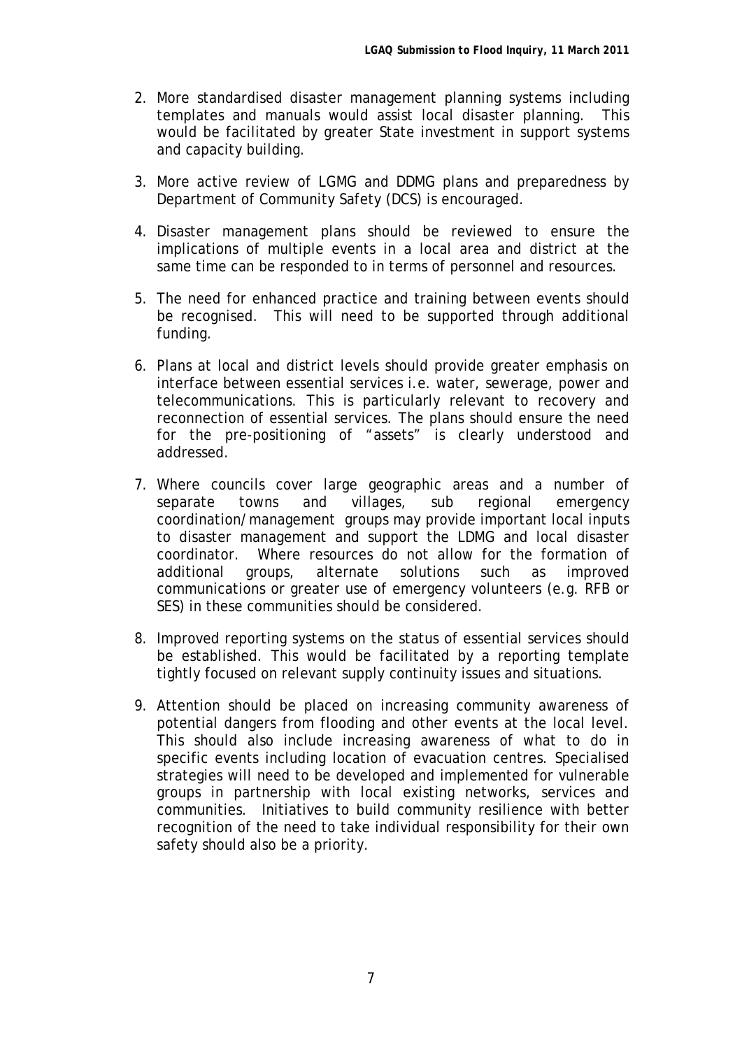2. More standardised disaster management planning systems including templates and manuals would assist local disaster planning. This would be facilitated by greater State investment in support systems and capacity building.

3. More active review of LGMG and DDMG plans and preparedness by Department of Community Safety (DCS) is encouraged.

4. Disaster management plans should be reviewed to ensure the implications of multiple events in a local area and district at the same time can be responded to in terms of personnel and resources.

5. The need for enhanced practice and training between events should be recognised. This will need to be supported through additional funding.

6. Plans at local and district levels should provide greater emphasis on interface between essential services i.e. water, sewerage, power and telecommunications. This is particularly relevant to recovery and reconnection of essential services. The plans should ensure the need for the pre-positioning of "assets" is clearly understood and addressed.

7. Where councils cover large geographic areas and a number of separate towns and villages, sub regional emergency coordination/management groups may provide important local inputs to disaster management and support the LDMG and local disaster coordinator. Where resources do not allow for the formation of additional groups, alternate solutions such as improved communications or greater use of emergency volunteers (e.g. RFB or SES) in these communities should be considered.

8. Improved reporting systems on the status of essential services should be established. This would be facilitated by a reporting template tightly focused on relevant supply continuity issues and situations.

9. Attention should be placed on increasing community awareness of potential dangers from flooding and other events at the local level. This should also include increasing awareness of what to do in specific events including location of evacuation centres. Specialised strategies will need to be developed and implemented for vulnerable groups in partnership with local existing networks, services and communities. Initiatives to build community resilience with better recognition of the need to take individual responsibility for their own safety should also be a priority.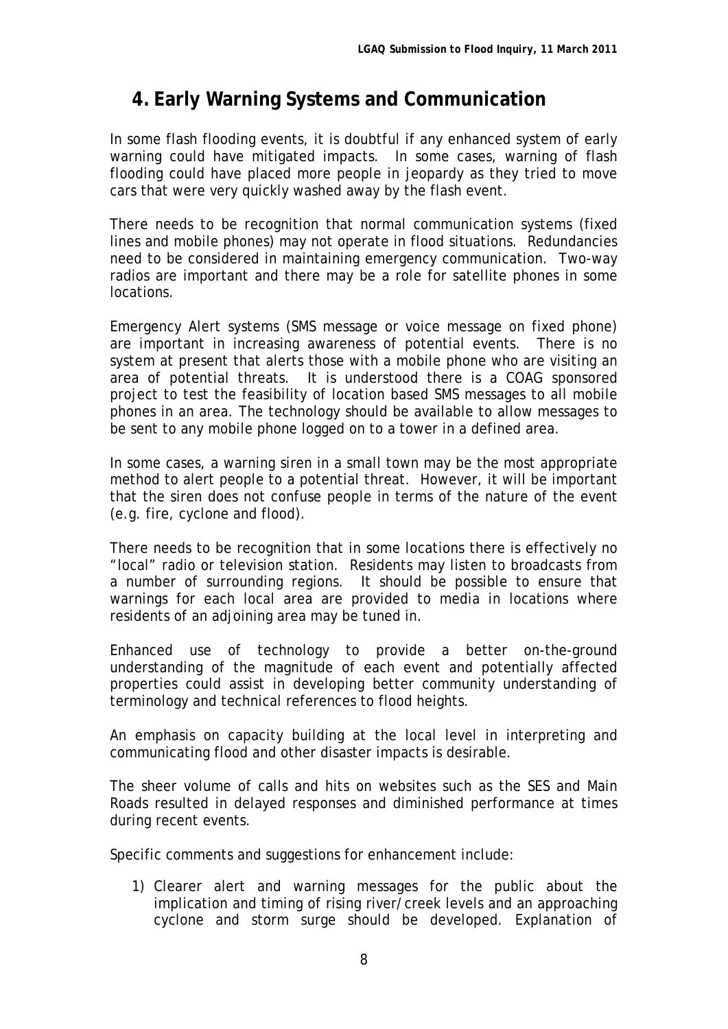## 4. Early Warning Systems and Communication

In some flash flooding events, it is doubtful if any enhanced system of early warning could have mitigated impacts. In some cases, warning of flash flooding could have placed more people in jeopardy as they tried to move cars that were very quickly washed away by the flash event.

There needs to be recognition that normal communication systems (fixed lines and mobile phones) may not operate in flood situations. Redundancies need to be considered in maintaining emergency communication. Two-way radios are important and there may be a role for satellite phones in some locations.

Emergency Alert systems (SMS message or voice message on fixed phone) are important in increasing awareness of potential events. There is no system at present that alerts those with a mobile phone who are visiting an area of potential threats. It is understood there is a COAG sponsored project to test the feasibility of location based SMS messages to all mobile phones in an area. The technology should be available to allow messages to be sent to any mobile phone logged on to a tower in a defined area.

In some cases, a warning siren in a small town may be the most appropriate method to alert people to a potential threat. However, it will be important that the siren does not confuse people in terms of the nature of the event (e.g. fire, cyclone and flood).

There needs to be recognition that in some locations there is effectively no "local" radio or television station. Residents may listen to broadcasts from a number of surrounding regions. It should be possible to ensure that warnings for each local area are provided to media in locations where residents of an adjoining area may be tuned in.

Enhanced use of technology to provide a better on-the-ground understanding of the magnitude of each event and potentially affected properties could assist in developing better community understanding of terminology and technical references to flood heights.

An emphasis on capacity building at the local level in interpreting and communicating flood and other disaster impacts is desirable.

The sheer volume of calls and hits on websites such as the SES and Main Roads resulted in delayed responses and diminished performance at times during recent events.

Specific comments and suggestions for enhancement include:

1) Clearer alert and warning messages for the public about the implication and timing of rising river/creek levels and an approaching cyclone and storm surge should be developed. Explanation of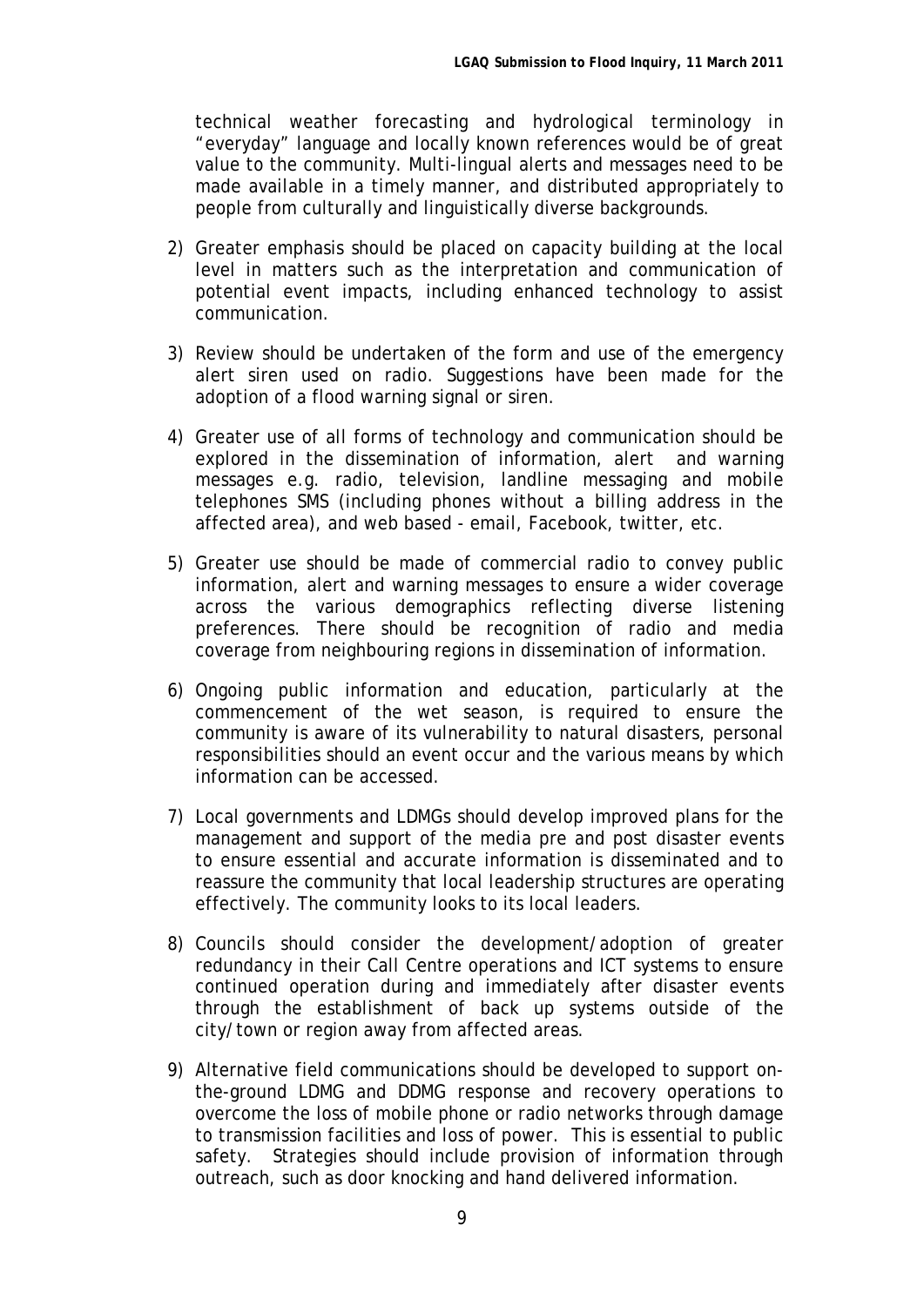technical weather forecasting and hydrological terminology in "everyday" language and locally known references would be of great value to the community. Multi-lingual alerts and messages need to be made available in a timely manner, and distributed appropriately to people from culturally and linguistically diverse backgrounds.

2) Greater emphasis should be placed on capacity building at the local level in matters such as the interpretation and communication of potential event impacts, including enhanced technology to assist communication.

3) Review should be undertaken of the form and use of the emergency alert siren used on radio. Suggestions have been made for the adoption of a flood warning signal or siren.

4) Greater use of all forms of technology and communication should be explored in the dissemination of information, alert and warning messages e.g. radio, television, landline messaging and mobile telephones SMS (including phones without a billing address in the affected area), and web based - email, Facebook, twitter, etc.

5) Greater use should be made of commercial radio to convey public information, alert and warning messages to ensure a wider coverage across the various demographics reflecting diverse listening preferences. There should be recognition of radio and media coverage from neighbouring regions in dissemination of information.

6) Ongoing public information and education, particularly at the commencement of the wet season, is required to ensure the community is aware of its vulnerability to natural disasters, personal responsibilities should an event occur and the various means by which information can be accessed.

7) Local governments and LDMGs should develop improved plans for the management and support of the media pre and post disaster events to ensure essential and accurate information is disseminated and to reassure the community that local leadership structures are operating effectively. The community looks to its local leaders.

8) Councils should consider the development/adoption of greater redundancy in their Call Centre operations and ICT systems to ensure continued operation during and immediately after disaster events through the establishment of back up systems outside of the city/town or region away from affected areas.

9) Alternative field communications should be developed to support on-the-ground LDMG and DDMG response and recovery operations to overcome the loss of mobile phone or radio networks through damage to transmission facilities and loss of power. This is essential to public safety. Strategies should include provision of information through outreach, such as door knocking and hand delivered information.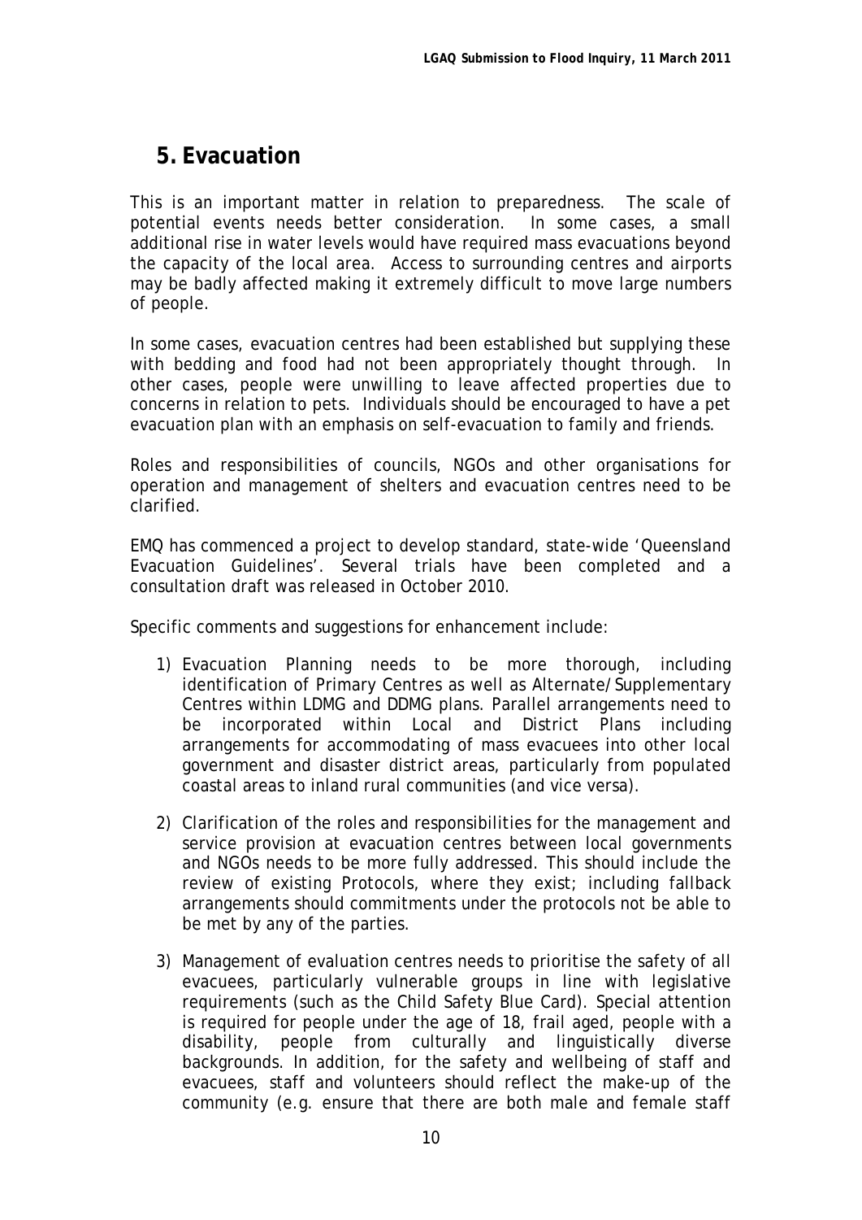## 5. Evacuation

This is an important matter in relation to preparedness. The scale of potential events needs better consideration. In some cases, a small additional rise in water levels would have required mass evacuations beyond the capacity of the local area. Access to surrounding centres and airports may be badly affected making it extremely difficult to move large numbers of people.

In some cases, evacuation centres had been established but supplying these with bedding and food had not been appropriately thought through. In other cases, people were unwilling to leave affected properties due to concerns in relation to pets. Individuals should be encouraged to have a pet evacuation plan with an emphasis on self-evacuation to family and friends.

Roles and responsibilities of councils, NGOs and other organisations for operation and management of shelters and evacuation centres need to be clarified.

EMQ has commenced a project to develop standard, state-wide 'Queensland Evacuation Guidelines'. Several trials have been completed and a consultation draft was released in October 2010.

Specific comments and suggestions for enhancement include:

1) Evacuation Planning needs to be more thorough, including identification of Primary Centres as well as Alternate/Supplementary Centres within LDMG and DDMG plans. Parallel arrangements need to be incorporated within Local and District Plans including arrangements for accommodating of mass evacuees into other local government and disaster district areas, particularly from populated coastal areas to inland rural communities (and vice versa).

2) Clarification of the roles and responsibilities for the management and service provision at evacuation centres between local governments and NGOs needs to be more fully addressed. This should include the review of existing Protocols, where they exist; including fallback arrangements should commitments under the protocols not be able to be met by any of the parties.

3) Management of evaluation centres needs to prioritise the safety of all evacuees, particularly vulnerable groups in line with legislative requirements (such as the Child Safety Blue Card). Special attention is required for people under the age of 18, frail aged, people with a disability, people from culturally and linguistically diverse backgrounds. In addition, for the safety and wellbeing of staff and evacuees, staff and volunteers should reflect the make-up of the community (e.g. ensure that there are both male and female staff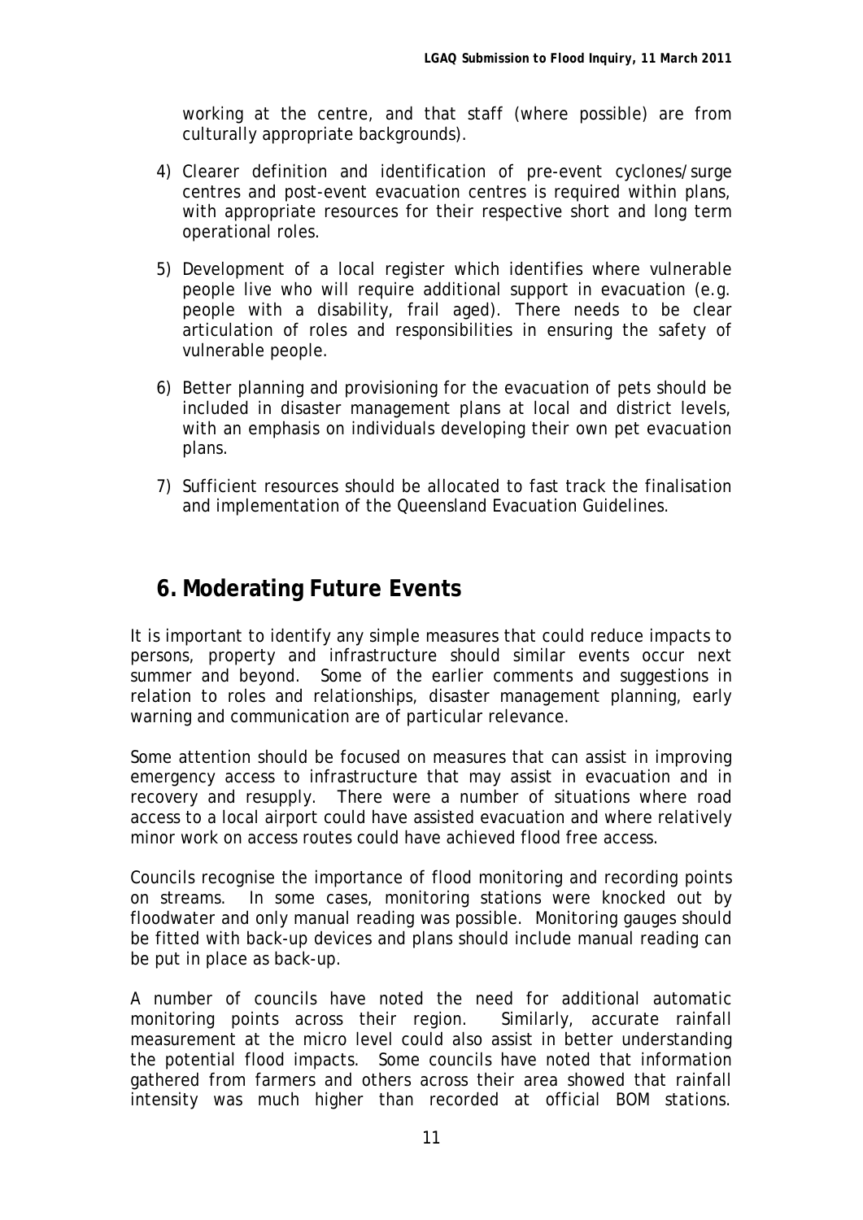working at the centre, and that staff (where possible) are from culturally appropriate backgrounds).

4) Clearer definition and identification of pre-event cyclones/surge centres and post-event evacuation centres is required within plans, with appropriate resources for their respective short and long term operational roles.

5) Development of a local register which identifies where vulnerable people live who will require additional support in evacuation (e.g. people with a disability, frail aged). There needs to be clear articulation of roles and responsibilities in ensuring the safety of vulnerable people.

6) Better planning and provisioning for the evacuation of pets should be included in disaster management plans at local and district levels, with an emphasis on individuals developing their own pet evacuation plans.

7) Sufficient resources should be allocated to fast track the finalisation and implementation of the Queensland Evacuation Guidelines.

## 6. Moderating Future Events

It is important to identify any simple measures that could reduce impacts to persons, property and infrastructure should similar events occur next summer and beyond. Some of the earlier comments and suggestions in relation to roles and relationships, disaster management planning, early warning and communication are of particular relevance.

Some attention should be focused on measures that can assist in improving emergency access to infrastructure that may assist in evacuation and in recovery and resupply. There were a number of situations where road access to a local airport could have assisted evacuation and where relatively minor work on access routes could have achieved flood free access.

Councils recognise the importance of flood monitoring and recording points on streams. In some cases, monitoring stations were knocked out by floodwater and only manual reading was possible. Monitoring gauges should be fitted with back-up devices and plans should include manual reading can be put in place as back-up.

A number of councils have noted the need for additional automatic monitoring points across their region. Similarly, accurate rainfall measurement at the micro level could also assist in better understanding the potential flood impacts. Some councils have noted that information gathered from farmers and others across their area showed that rainfall intensity was much higher than recorded at official BOM stations.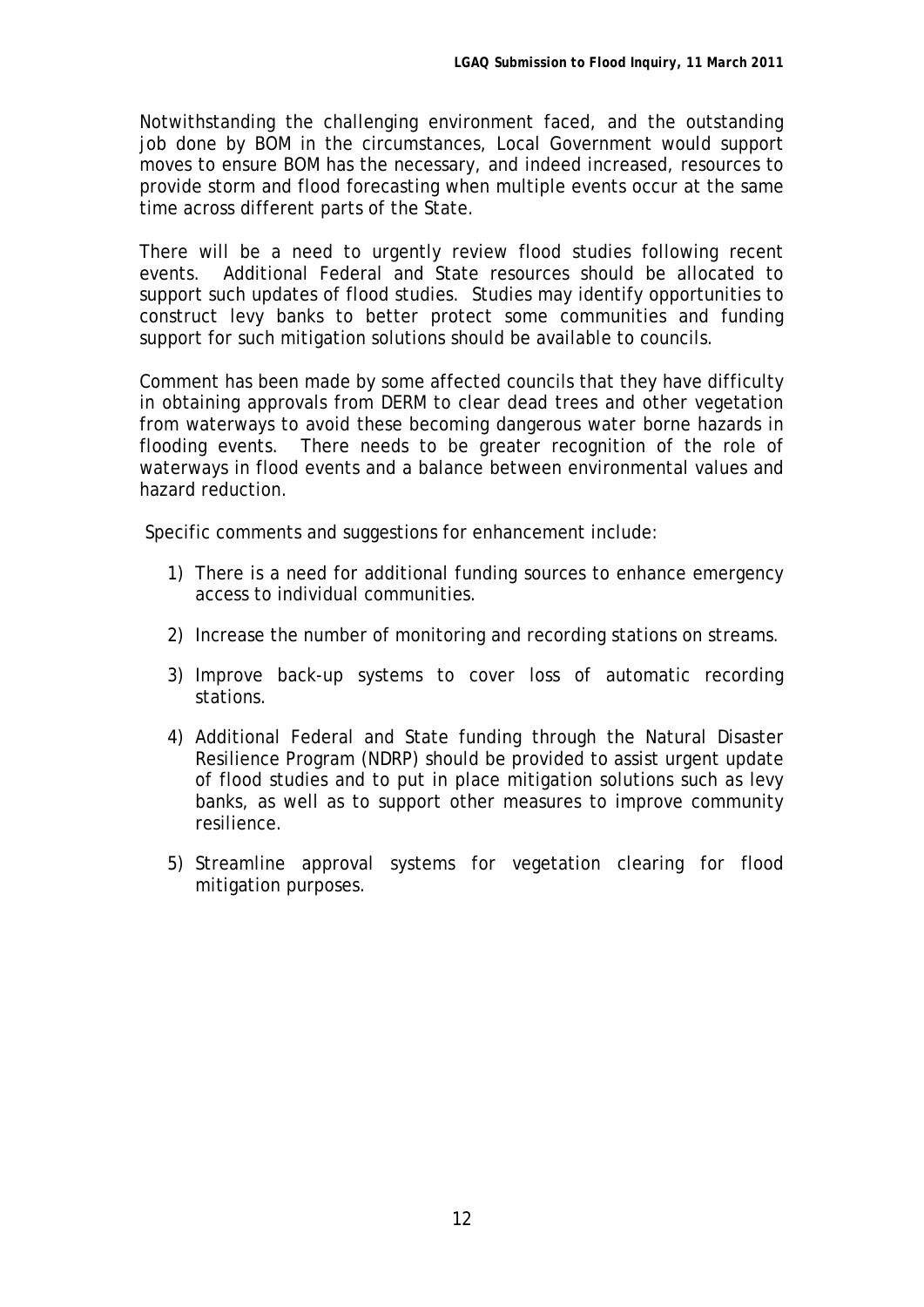Notwithstanding the challenging environment faced, and the outstanding job done by BOM in the circumstances, Local Government would support moves to ensure BOM has the necessary, and indeed increased, resources to provide storm and flood forecasting when multiple events occur at the same time across different parts of the State.

There will be a need to urgently review flood studies following recent events. Additional Federal and State resources should be allocated to support such updates of flood studies. Studies may identify opportunities to construct levy banks to better protect some communities and funding support for such mitigation solutions should be available to councils.

Comment has been made by some affected councils that they have difficulty in obtaining approvals from DERM to clear dead trees and other vegetation from waterways to avoid these becoming dangerous water borne hazards in flooding events. There needs to be greater recognition of the role of waterways in flood events and a balance between environmental values and hazard reduction.

Specific comments and suggestions for enhancement include:

1) There is a need for additional funding sources to enhance emergency access to individual communities.

2) Increase the number of monitoring and recording stations on streams.

3) Improve back-up systems to cover loss of automatic recording stations.

4) Additional Federal and State funding through the Natural Disaster Resilience Program (NDRP) should be provided to assist urgent update of flood studies and to put in place mitigation solutions such as levy banks, as well as to support other measures to improve community resilience.

5) Streamline approval systems for vegetation clearing for flood mitigation purposes.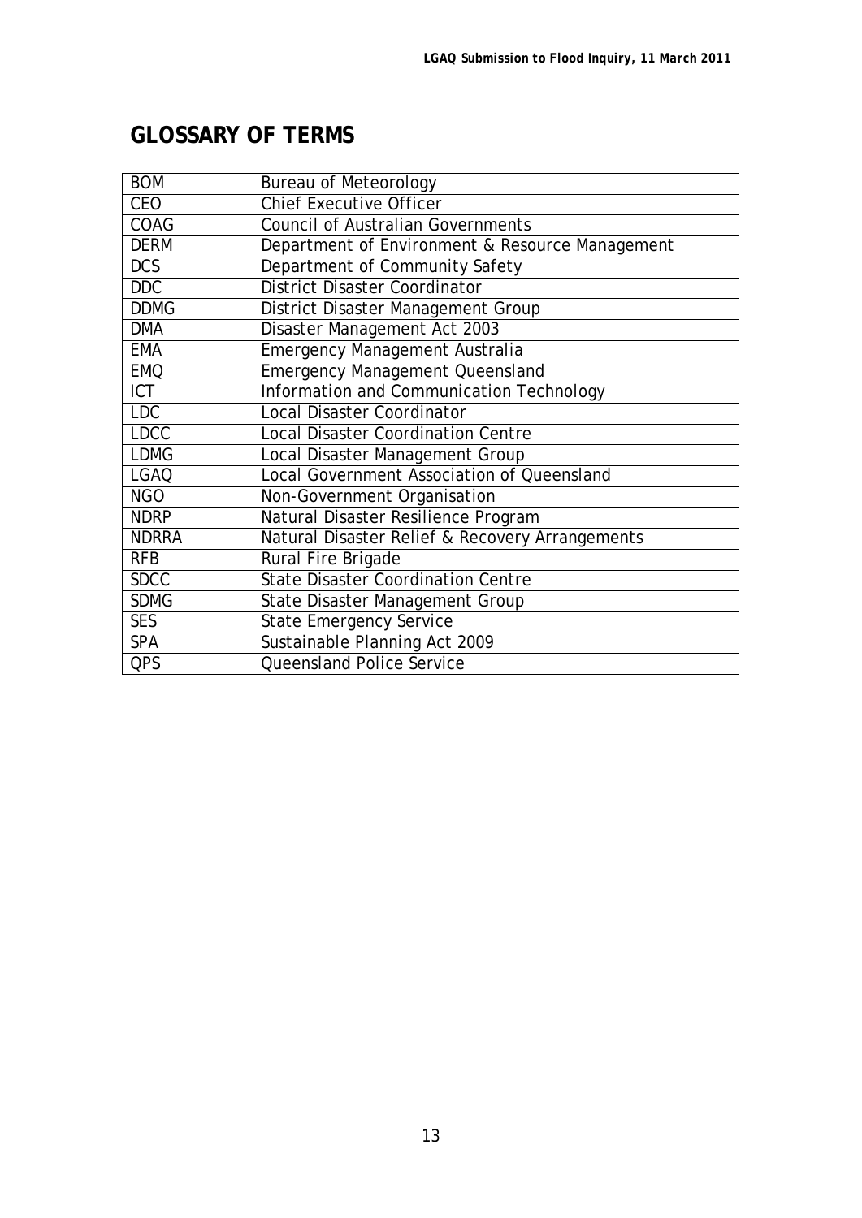# GLOSSARY OF TERMS

| | |
|---|---|
| BOM | Bureau of Meteorology |
| CEO | Chief Executive Officer |
| COAG | Council of Australian Governments |
| DERM | Department of Environment & Resource Management |
| DCS | Department of Community Safety |
| DDC | District Disaster Coordinator |
| DDMG | District Disaster Management Group |
| DMA | Disaster Management Act 2003 |
| EMA | Emergency Management Australia |
| EMQ | Emergency Management Queensland |
| ICT | Information and Communication Technology |
| LDC | Local Disaster Coordinator |
| LDCC | Local Disaster Coordination Centre |
| LDMG | Local Disaster Management Group |
| LGAQ | Local Government Association of Queensland |
| NGO | Non-Government Organisation |
| NDRP | Natural Disaster Resilience Program |
| NDRRA | Natural Disaster Relief & Recovery Arrangements |
| RFB | Rural Fire Brigade |
| SDCC | State Disaster Coordination Centre |
| SDMG | State Disaster Management Group |
| SES | State Emergency Service |
| SPA | Sustainable Planning Act 2009 |
| QPS | Queensland Police Service |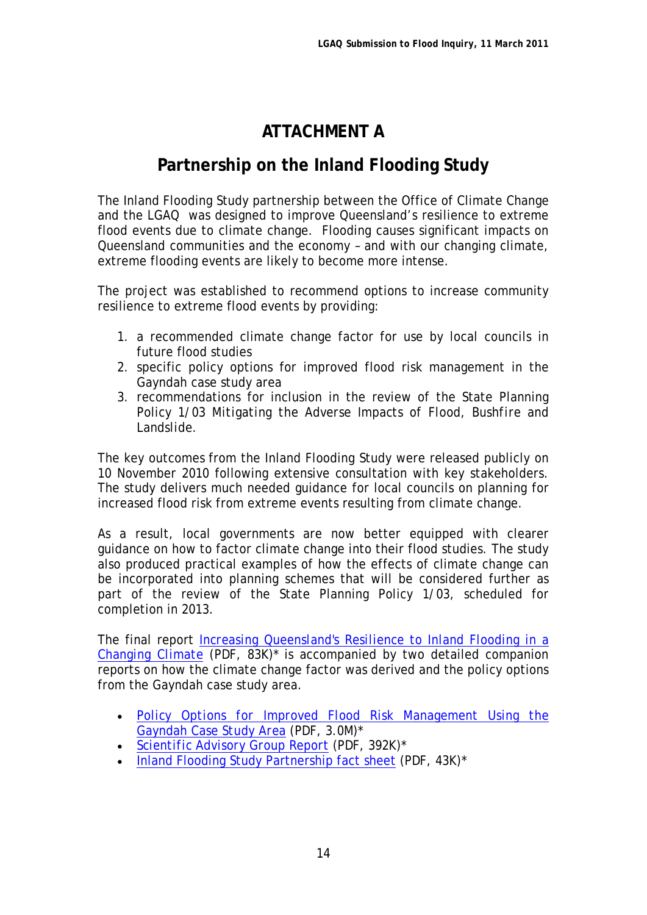# ATTACHMENT A

## Partnership on the Inland Flooding Study

The Inland Flooding Study partnership between the Office of Climate Change and the LGAQ was designed to improve Queensland's resilience to extreme flood events due to climate change. Flooding causes significant impacts on Queensland communities and the economy – and with our changing climate, extreme flooding events are likely to become more intense.

The project was established to recommend options to increase community resilience to extreme flood events by providing:

1. a recommended climate change factor for use by local councils in future flood studies
2. specific policy options for improved flood risk management in the Gayndah case study area
3. recommendations for inclusion in the review of the State Planning Policy 1/03 Mitigating the Adverse Impacts of Flood, Bushfire and Landslide.

The key outcomes from the Inland Flooding Study were released publicly on 10 November 2010 following extensive consultation with key stakeholders. The study delivers much needed guidance for local councils on planning for increased flood risk from extreme events resulting from climate change.

As a result, local governments are now better equipped with clearer guidance on how to factor climate change into their flood studies. The study also produced practical examples of how the effects of climate change can be incorporated into planning schemes that will be considered further as part of the review of the State Planning Policy 1/03, scheduled for completion in 2013.

The final report Increasing Queensland's Resilience to Inland Flooding in a Changing Climate (PDF, 83K)* is accompanied by two detailed companion reports on how the climate change factor was derived and the policy options from the Gayndah case study area.

- Policy Options for Improved Flood Risk Management Using the Gayndah Case Study Area (PDF, 3.0M)*
- Scientific Advisory Group Report (PDF, 392K)*
- Inland Flooding Study Partnership fact sheet (PDF, 43K)*